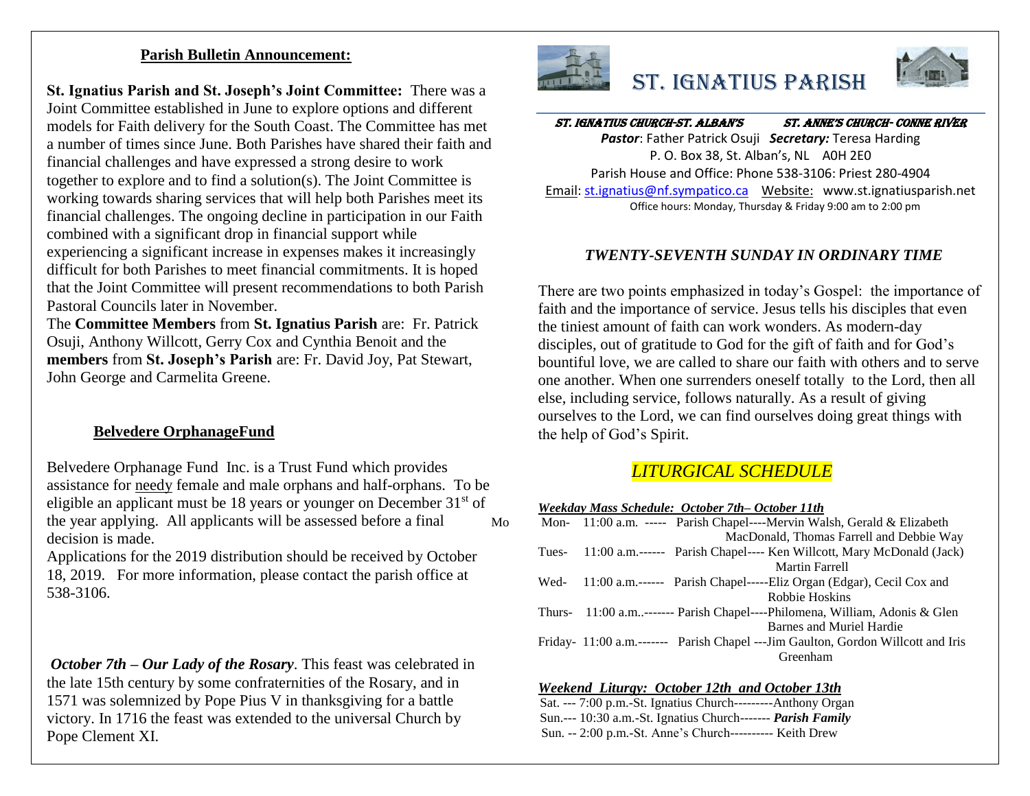## Parish Bulletin Announcement:

**St. Ignatius Parish and St. Joseph's Joint Committee:** There was a Joint Committee established in June to explore options and different models for Faith delivery for the South Coast. The Committee has met a number of times since June. Both Parishes have shared their faith and financial challenges and have expressed a strong desire to work together to explore and to find a solution(s). The Joint Committee is working towards sharing services that will help both Parishes meet its financial challenges. The ongoing decline in participation in our Faith combined with a significant drop in financial support while experiencing a significant increase in expenses makes it increasingly difficult for both Parishes to meet financial commitments. It is hoped that the Joint Committee will present recommendations to both Parish Pastoral Councils later in November.

The **Committee Members** from **St. Ignatius Parish** are: Fr. Patrick Osuji, Anthony Willcott, Gerry Cox and Cynthia Benoit and the **members** from **St. Joseph's Parish** are: Fr. David Joy, Pat Stewart, John George and Carmelita Greene.

## Belvedere OrphanageFund

Belvedere Orphanage Fund Inc. is a Trust Fund which provides assistance for needy female and male orphans and half-orphans. To be eligible an applicant must be 18 years or younger on December 31st of the year applying. All applicants will be assessed before a final decision is made.

Applications for the 2019 distribution should be received by October 18, 2019. For more information, please contact the parish office at 538-3106.

***October 7th – Our Lady of the Rosary***. This feast was celebrated in the late 15th century by some confraternities of the Rosary, and in 1571 was solemnized by Pope Pius V in thanksgiving for a battle victory. In 1716 the feast was extended to the universal Church by Pope Clement XI.

# ST. IGNATIUS PARISH

***ST. IGNATIUS CHURCH-ST. ALBAN'S*** ***ST. ANNE'S CHURCH- CONNE RIVER***

***Pastor***: Father Patrick Osuji ***Secretary:*** Teresa Harding
P. O. Box 38, St. Alban's, NL A0H 2E0
Parish House and Office: Phone 538-3106: Priest 280-4904
Email: st.ignatius@nf.sympatico.ca Website: www.st.ignatiusparish.net
Office hours: Monday, Thursday & Friday 9:00 am to 2:00 pm

### *TWENTY-SEVENTH SUNDAY IN ORDINARY TIME*

There are two points emphasized in today's Gospel: the importance of faith and the importance of service. Jesus tells his disciples that even the tiniest amount of faith can work wonders. As modern-day disciples, out of gratitude to God for the gift of faith and for God's bountiful love, we are called to share our faith with others and to serve one another. When one surrenders oneself totally to the Lord, then all else, including service, follows naturally. As a result of giving ourselves to the Lord, we can find ourselves doing great things with the help of God's Spirit.

## *LITURGICAL SCHEDULE*

***Weekday Mass Schedule: October 7th– October 11th***

Mon- 11:00 a.m. ----- Parish Chapel----Mervin Walsh, Gerald & Elizabeth MacDonald, Thomas Farrell and Debbie Way
Tues- 11:00 a.m.------ Parish Chapel---- Ken Willcott, Mary McDonald (Jack) Martin Farrell
Wed- 11:00 a.m.------ Parish Chapel-----Eliz Organ (Edgar), Cecil Cox and Robbie Hoskins
Thurs- 11:00 a.m..------- Parish Chapel----Philomena, William, Adonis & Glen Barnes and Muriel Hardie
Friday- 11:00 a.m.------- Parish Chapel ---Jim Gaulton, Gordon Willcott and Iris Greenham

***Weekend Liturgy: October 12th and October 13th***

Sat. --- 7:00 p.m.-St. Ignatius Church---------Anthony Organ
Sun.--- 10:30 a.m.-St. Ignatius Church------- ***Parish Family***
Sun. -- 2:00 p.m.-St. Anne's Church---------- Keith Drew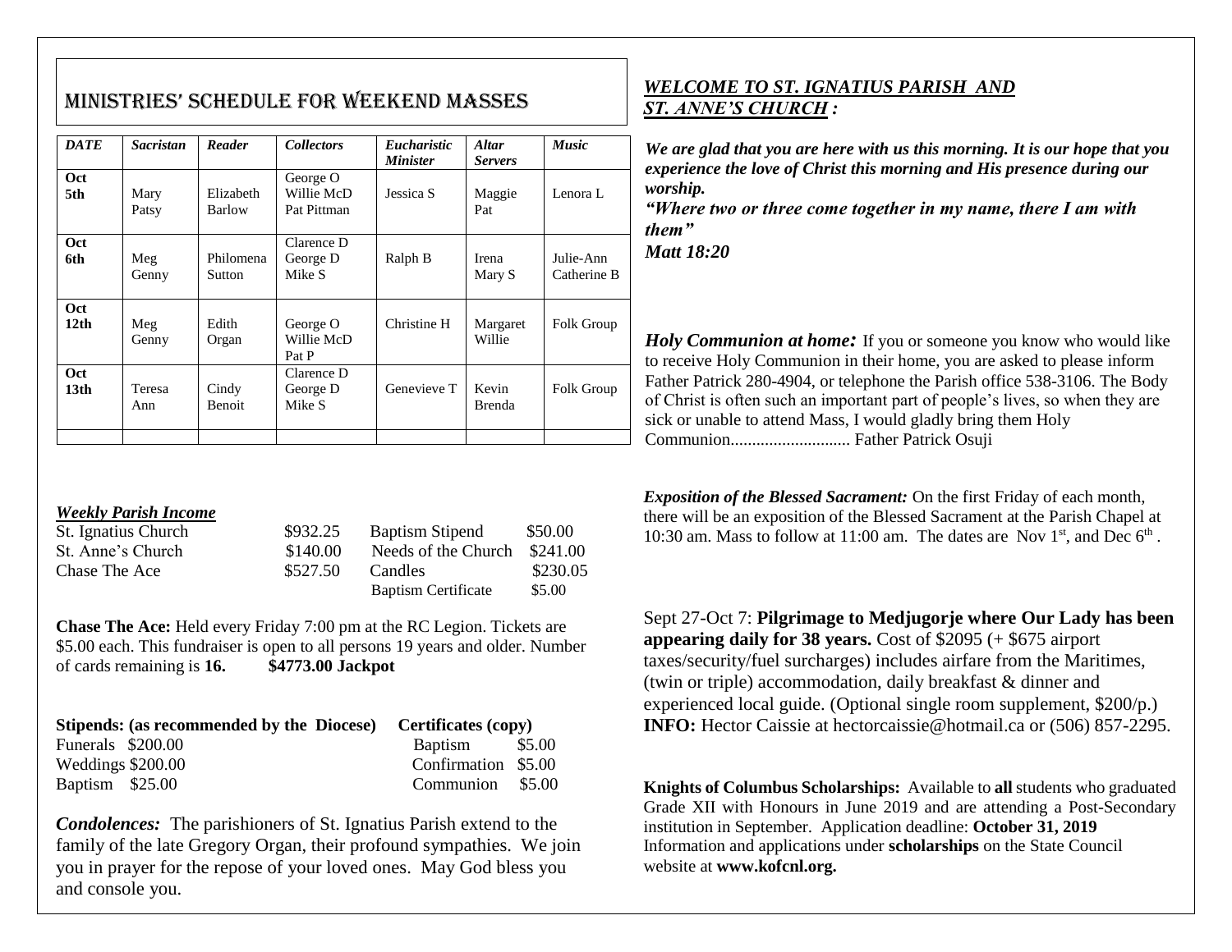# MINISTRIES' SCHEDULE FOR WEEKEND MASSES

| *DATE* | *Sacristan* | *Reader* | *Collectors* | *Eucharistic Minister* | *Altar Servers* | *Music* |
|---|---|---|---|---|---|---|
| **Oct 5th** | Mary Patsy | Elizabeth Barlow | George O Willie McD Pat Pittman | Jessica S | Maggie Pat | Lenora L |
| **Oct 6th** | Meg Genny | Philomena Sutton | Clarence D George D Mike S | Ralph B | Irena Mary S | Julie-Ann Catherine B |
| **Oct 12th** | Meg Genny | Edith Organ | George O Willie McD Pat P | Christine H | Margaret Willie | Folk Group |
| **Oct 13th** | Teresa Ann | Cindy Benoit | Clarence D George D Mike S | Genevieve T | Kevin Brenda | Folk Group |
| | | | | | | |

### *Weekly Parish Income*

| | | | |
|---|---|---|---|
| St. Ignatius Church | $932.25 | Baptism Stipend | $50.00 |
| St. Anne's Church | $140.00 | Needs of the Church | $241.00 |
| Chase The Ace | $527.50 | Candles | $230.05 |
| | | Baptism Certificate | $5.00 |

**Chase The Ace:** Held every Friday 7:00 pm at the RC Legion. Tickets are $5.00 each. This fundraiser is open to all persons 19 years and older. Number of cards remaining is **16.** **$4773.00 Jackpot**

| **Stipends: (as recommended by the Diocese)** | | **Certificates (copy)** | |
|---|---|---|---|
| Funerals | $200.00 | Baptism | $5.00 |
| Weddings | $200.00 | Confirmation | $5.00 |
| Baptism | $25.00 | Communion | $5.00 |

***Condolences:*** The parishioners of St. Ignatius Parish extend to the family of the late Gregory Organ, their profound sympathies. We join you in prayer for the repose of your loved ones. May God bless you and console you.

## ***WELCOME TO ST. IGNATIUS PARISH AND ST. ANNE'S CHURCH :***

***We are glad that you are here with us this morning. It is our hope that you experience the love of Christ this morning and His presence during our worship.***
***"Where two or three come together in my name, there I am with them"***
***Matt 18:20***

***Holy Communion at home:*** If you or someone you know who would like to receive Holy Communion in their home, you are asked to please inform Father Patrick 280-4904, or telephone the Parish office 538-3106. The Body of Christ is often such an important part of people's lives, so when they are sick or unable to attend Mass, I would gladly bring them Holy Communion............................ Father Patrick Osuji

***Exposition of the Blessed Sacrament:*** On the first Friday of each month, there will be an exposition of the Blessed Sacrament at the Parish Chapel at 10:30 am. Mass to follow at 11:00 am. The dates are Nov 1st, and Dec 6th .

Sept 27-Oct 7: **Pilgrimage to Medjugorje where Our Lady has been appearing daily for 38 years.** Cost of $2095 (+ $675 airport taxes/security/fuel surcharges) includes airfare from the Maritimes, (twin or triple) accommodation, daily breakfast & dinner and experienced local guide. (Optional single room supplement, $200/p.) **INFO:** Hector Caissie at hectorcaissie@hotmail.ca or (506) 857-2295.

**Knights of Columbus Scholarships:** Available to **all** students who graduated Grade XII with Honours in June 2019 and are attending a Post-Secondary institution in September. Application deadline: **October 31, 2019** Information and applications under **scholarships** on the State Council website at **www.kofcnl.org.**